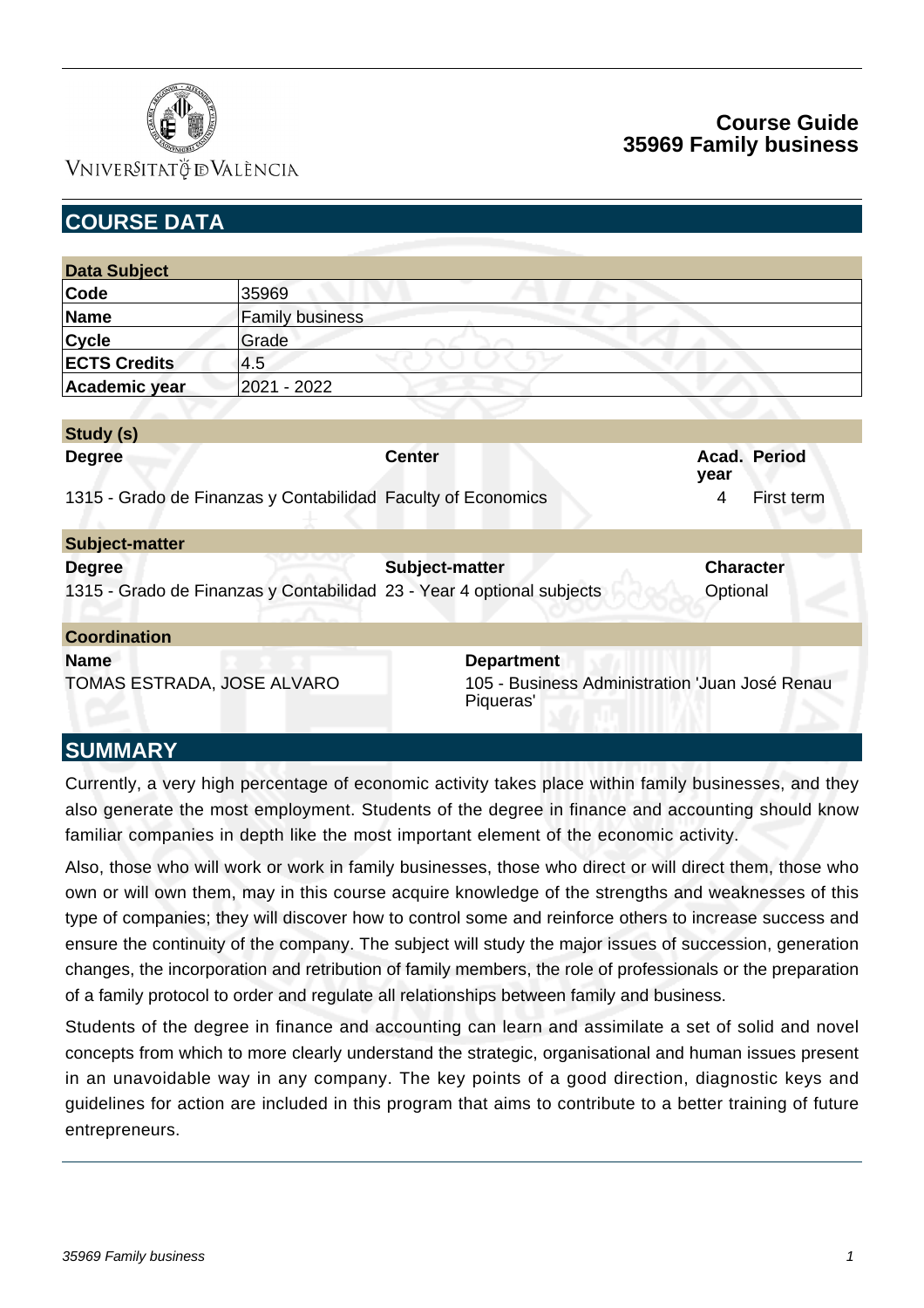# Course Guide
# 35969 Family business

## COURSE DATA

| Data Subject | |
|---|---|
| **Code** | 35969 |
| **Name** | Family business |
| **Cycle** | Grade |
| **ECTS Credits** | 4.5 |
| **Academic year** | 2021 - 2022 |

| Study (s) | | | |
|---|---|---|---|
| **Degree** | **Center** | **Acad. year** | **Period** |
| 1315 - Grado de Finanzas y Contabilidad | Faculty of Economics | 4 | First term |

| Subject-matter | | |
|---|---|---|
| **Degree** | **Subject-matter** | **Character** |
| 1315 - Grado de Finanzas y Contabilidad | 23 - Year 4 optional subjects | Optional |

| Coordination | |
|---|---|
| **Name** | **Department** |
| TOMAS ESTRADA, JOSE ALVARO | 105 - Business Administration 'Juan José Renau Piqueras' |

## SUMMARY

Currently, a very high percentage of economic activity takes place within family businesses, and they also generate the most employment. Students of the degree in finance and accounting should know familiar companies in depth like the most important element of the economic activity.

Also, those who will work or work in family businesses, those who direct or will direct them, those who own or will own them, may in this course acquire knowledge of the strengths and weaknesses of this type of companies; they will discover how to control some and reinforce others to increase success and ensure the continuity of the company. The subject will study the major issues of succession, generation changes, the incorporation and retribution of family members, the role of professionals or the preparation of a family protocol to order and regulate all relationships between family and business.

Students of the degree in finance and accounting can learn and assimilate a set of solid and novel concepts from which to more clearly understand the strategic, organisational and human issues present in an unavoidable way in any company. The key points of a good direction, diagnostic keys and guidelines for action are included in this program that aims to contribute to a better training of future entrepreneurs.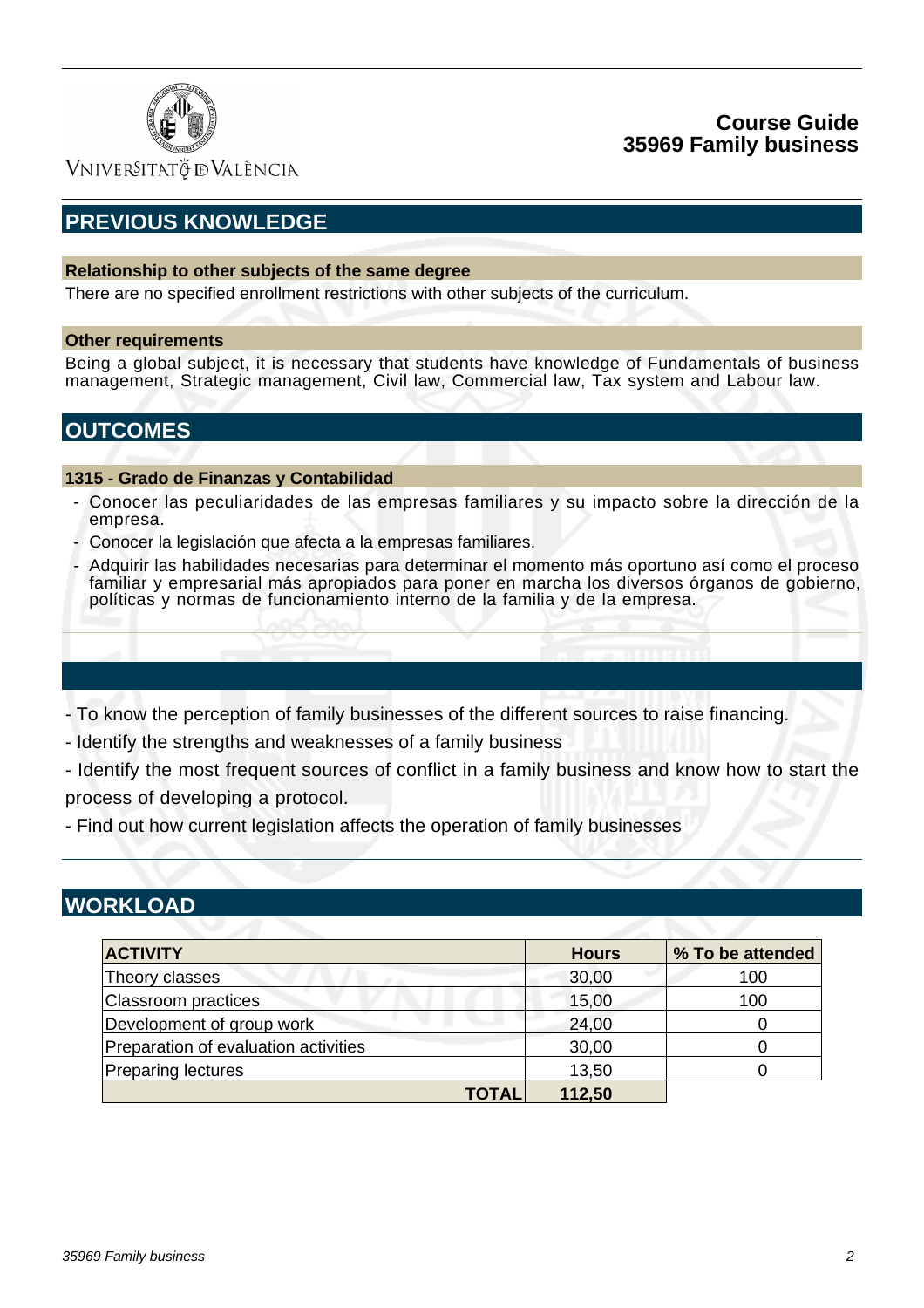## PREVIOUS KNOWLEDGE

### Relationship to other subjects of the same degree

There are no specified enrollment restrictions with other subjects of the curriculum.

### Other requirements

Being a global subject, it is necessary that students have knowledge of Fundamentals of business management, Strategic management, Civil law, Commercial law, Tax system and Labour law.

## OUTCOMES

### 1315 - Grado de Finanzas y Contabilidad

- Conocer las peculiaridades de las empresas familiares y su impacto sobre la dirección de la empresa.
- Conocer la legislación que afecta a la empresas familiares.
- Adquirir las habilidades necesarias para determinar el momento más oportuno así como el proceso familiar y empresarial más apropiados para poner en marcha los diversos órganos de gobierno, políticas y normas de funcionamiento interno de la familia y de la empresa.

- To know the perception of family businesses of the different sources to raise financing.
- Identify the strengths and weaknesses of a family business
- Identify the most frequent sources of conflict in a family business and know how to start the process of developing a protocol.
- Find out how current legislation affects the operation of family businesses

## WORKLOAD

| ACTIVITY | Hours | % To be attended |
|---|---|---|
| Theory classes | 30,00 | 100 |
| Classroom practices | 15,00 | 100 |
| Development of group work | 24,00 | 0 |
| Preparation of evaluation activities | 30,00 | 0 |
| Preparing lectures | 13,50 | 0 |
| **TOTAL** | **112,50** | |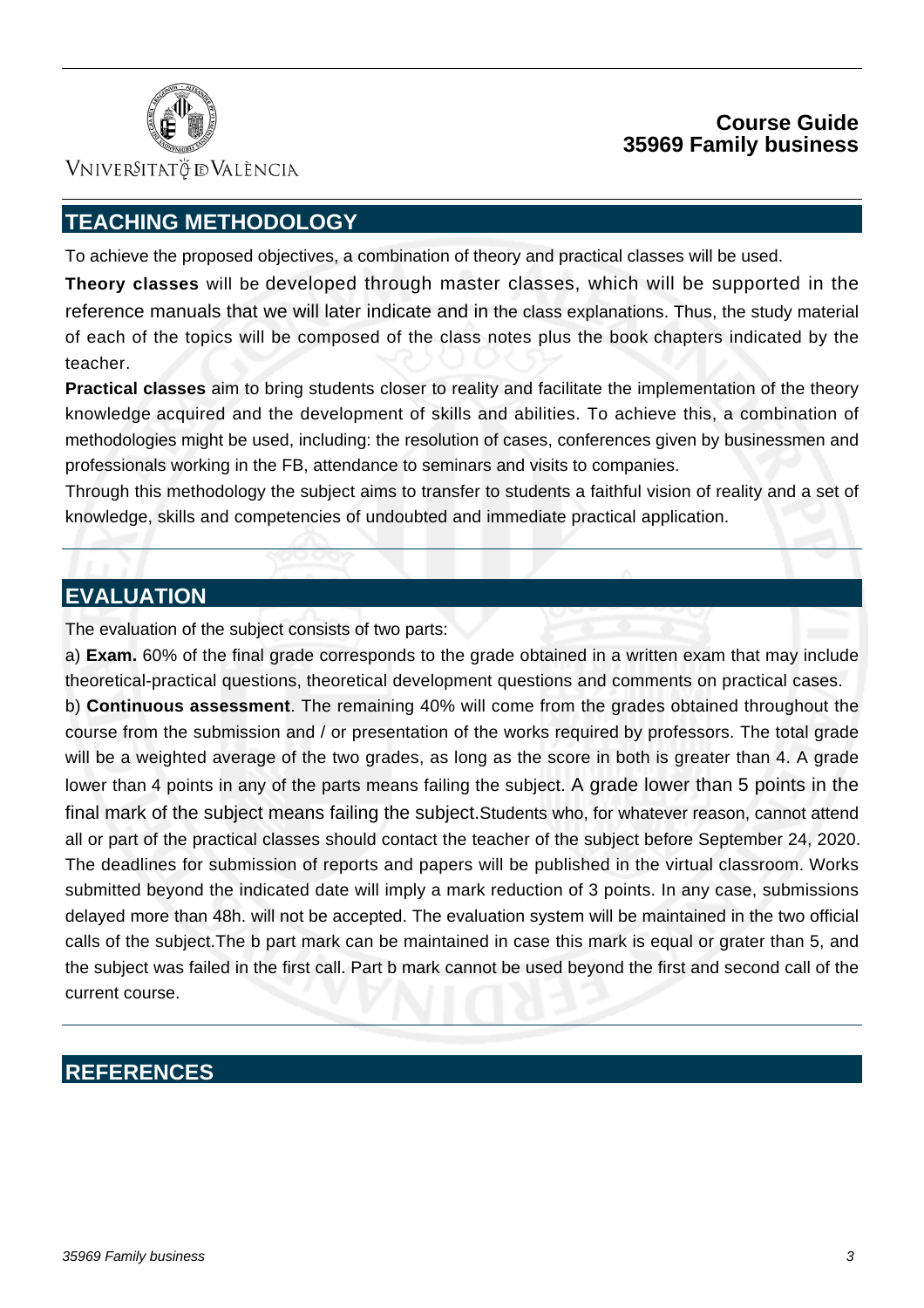## TEACHING METHODOLOGY

To achieve the proposed objectives, a combination of theory and practical classes will be used.

**Theory classes** will be developed through master classes, which will be supported in the reference manuals that we will later indicate and in the class explanations. Thus, the study material of each of the topics will be composed of the class notes plus the book chapters indicated by the teacher.

**Practical classes** aim to bring students closer to reality and facilitate the implementation of the theory knowledge acquired and the development of skills and abilities. To achieve this, a combination of methodologies might be used, including: the resolution of cases, conferences given by businessmen and professionals working in the FB, attendance to seminars and visits to companies.

Through this methodology the subject aims to transfer to students a faithful vision of reality and a set of knowledge, skills and competencies of undoubted and immediate practical application.

## EVALUATION

The evaluation of the subject consists of two parts:

a) **Exam.** 60% of the final grade corresponds to the grade obtained in a written exam that may include theoretical-practical questions, theoretical development questions and comments on practical cases.

b) **Continuous assessment**. The remaining 40% will come from the grades obtained throughout the course from the submission and / or presentation of the works required by professors. The total grade will be a weighted average of the two grades, as long as the score in both is greater than 4. A grade lower than 4 points in any of the parts means failing the subject. A grade lower than 5 points in the final mark of the subject means failing the subject.Students who, for whatever reason, cannot attend all or part of the practical classes should contact the teacher of the subject before September 24, 2020. The deadlines for submission of reports and papers will be published in the virtual classroom. Works submitted beyond the indicated date will imply a mark reduction of 3 points. In any case, submissions delayed more than 48h. will not be accepted. The evaluation system will be maintained in the two official calls of the subject.The b part mark can be maintained in case this mark is equal or grater than 5, and the subject was failed in the first call. Part b mark cannot be used beyond the first and second call of the current course.

## REFERENCES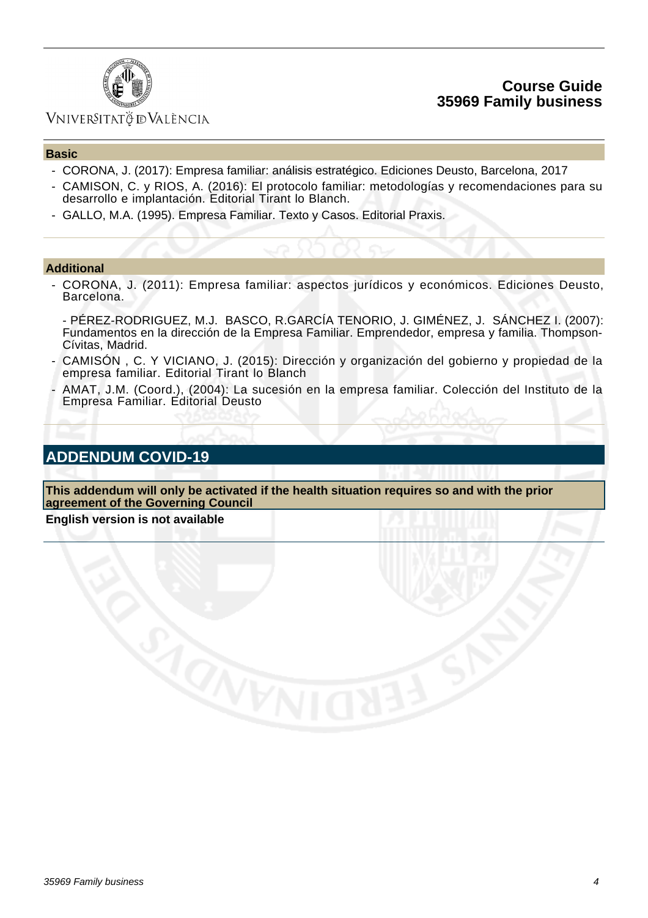### Basic

- CORONA, J. (2017): Empresa familiar: análisis estratégico. Ediciones Deusto, Barcelona, 2017
- CAMISON, C. y RIOS, A. (2016): El protocolo familiar: metodologías y recomendaciones para su desarrollo e implantación. Editorial Tirant lo Blanch.
- GALLO, M.A. (1995). Empresa Familiar. Texto y Casos. Editorial Praxis.

### Additional

- CORONA, J. (2011): Empresa familiar: aspectos jurídicos y económicos. Ediciones Deusto, Barcelona.

  - PÉREZ-RODRIGUEZ, M.J. BASCO, R.GARCÍA TENORIO, J. GIMÉNEZ, J. SÁNCHEZ I. (2007): Fundamentos en la dirección de la Empresa Familiar. Emprendedor, empresa y familia. Thompson-Cívitas, Madrid.
- CAMISÓN , C. Y VICIANO, J. (2015): Dirección y organización del gobierno y propiedad de la empresa familiar. Editorial Tirant lo Blanch
- AMAT, J.M. (Coord.), (2004): La sucesión en la empresa familiar. Colección del Instituto de la Empresa Familiar. Editorial Deusto

## ADDENDUM COVID-19

**This addendum will only be activated if the health situation requires so and with the prior agreement of the Governing Council**

**English version is not available**